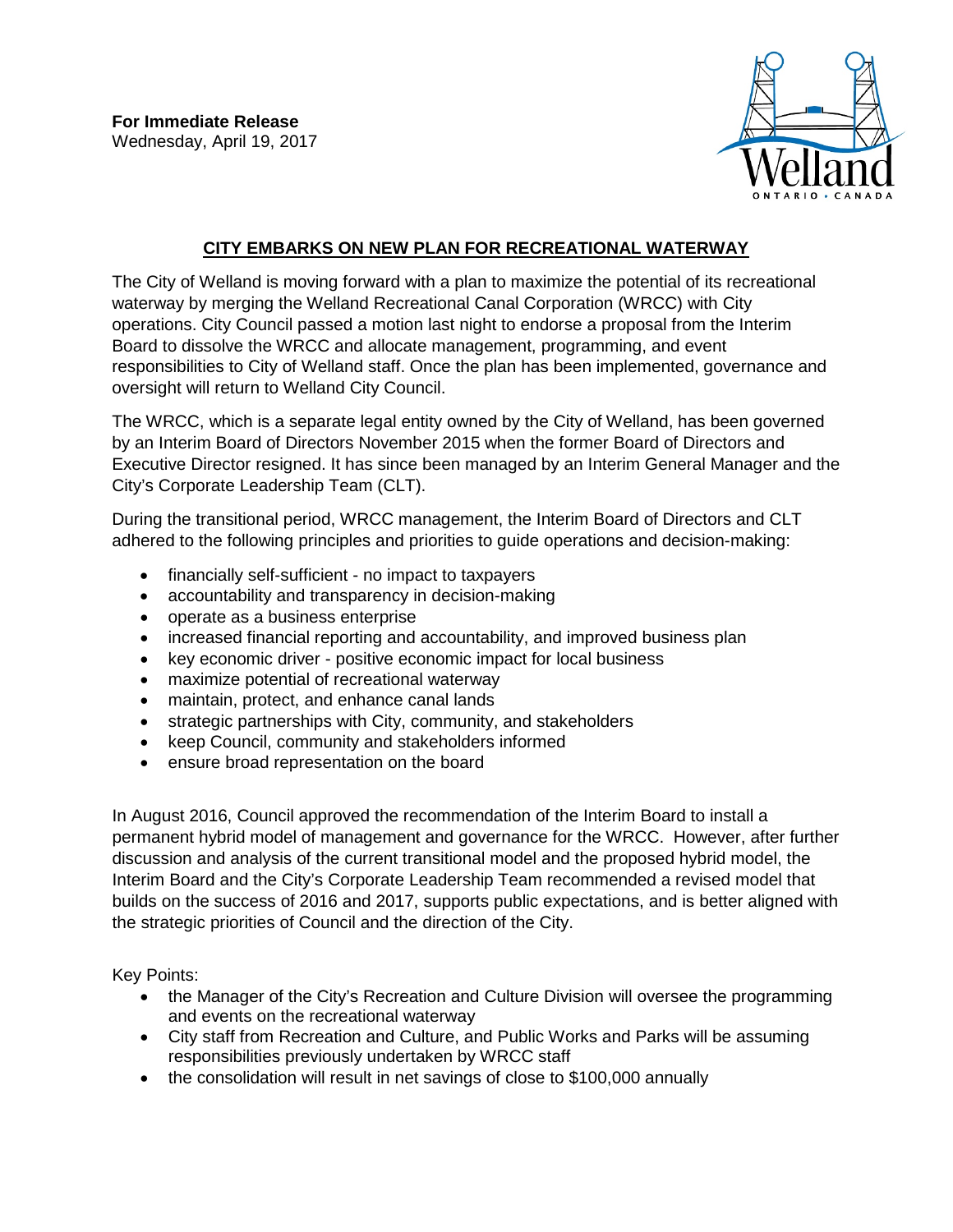**For Immediate Release**
Wednesday, April 19, 2017

## CITY EMBARKS ON NEW PLAN FOR RECREATIONAL WATERWAY

The City of Welland is moving forward with a plan to maximize the potential of its recreational waterway by merging the Welland Recreational Canal Corporation (WRCC) with City operations. City Council passed a motion last night to endorse a proposal from the Interim Board to dissolve the WRCC and allocate management, programming, and event responsibilities to City of Welland staff. Once the plan has been implemented, governance and oversight will return to Welland City Council.

The WRCC, which is a separate legal entity owned by the City of Welland, has been governed by an Interim Board of Directors November 2015 when the former Board of Directors and Executive Director resigned. It has since been managed by an Interim General Manager and the City's Corporate Leadership Team (CLT).

During the transitional period, WRCC management, the Interim Board of Directors and CLT adhered to the following principles and priorities to guide operations and decision-making:

- financially self-sufficient - no impact to taxpayers
- accountability and transparency in decision-making
- operate as a business enterprise
- increased financial reporting and accountability, and improved business plan
- key economic driver - positive economic impact for local business
- maximize potential of recreational waterway
- maintain, protect, and enhance canal lands
- strategic partnerships with City, community, and stakeholders
- keep Council, community and stakeholders informed
- ensure broad representation on the board

In August 2016, Council approved the recommendation of the Interim Board to install a permanent hybrid model of management and governance for the WRCC. However, after further discussion and analysis of the current transitional model and the proposed hybrid model, the Interim Board and the City's Corporate Leadership Team recommended a revised model that builds on the success of 2016 and 2017, supports public expectations, and is better aligned with the strategic priorities of Council and the direction of the City.

Key Points:

- the Manager of the City's Recreation and Culture Division will oversee the programming and events on the recreational waterway
- City staff from Recreation and Culture, and Public Works and Parks will be assuming responsibilities previously undertaken by WRCC staff
- the consolidation will result in net savings of close to $100,000 annually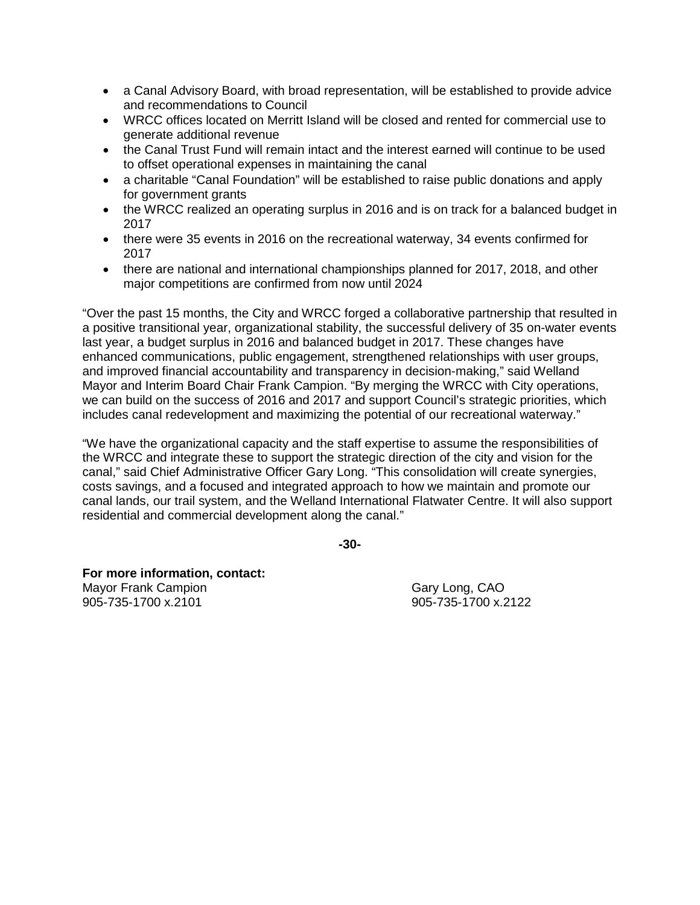- a Canal Advisory Board, with broad representation, will be established to provide advice and recommendations to Council
- WRCC offices located on Merritt Island will be closed and rented for commercial use to generate additional revenue
- the Canal Trust Fund will remain intact and the interest earned will continue to be used to offset operational expenses in maintaining the canal
- a charitable "Canal Foundation" will be established to raise public donations and apply for government grants
- the WRCC realized an operating surplus in 2016 and is on track for a balanced budget in 2017
- there were 35 events in 2016 on the recreational waterway, 34 events confirmed for 2017
- there are national and international championships planned for 2017, 2018, and other major competitions are confirmed from now until 2024

"Over the past 15 months, the City and WRCC forged a collaborative partnership that resulted in a positive transitional year, organizational stability, the successful delivery of 35 on-water events last year, a budget surplus in 2016 and balanced budget in 2017. These changes have enhanced communications, public engagement, strengthened relationships with user groups, and improved financial accountability and transparency in decision-making," said Welland Mayor and Interim Board Chair Frank Campion. "By merging the WRCC with City operations, we can build on the success of 2016 and 2017 and support Council's strategic priorities, which includes canal redevelopment and maximizing the potential of our recreational waterway."

"We have the organizational capacity and the staff expertise to assume the responsibilities of the WRCC and integrate these to support the strategic direction of the city and vision for the canal," said Chief Administrative Officer Gary Long. "This consolidation will create synergies, costs savings, and a focused and integrated approach to how we maintain and promote our canal lands, our trail system, and the Welland International Flatwater Centre. It will also support residential and commercial development along the canal."

**-30-**

**For more information, contact:**

Mayor Frank Campion
905-735-1700 x.2101

Gary Long, CAO
905-735-1700 x.2122